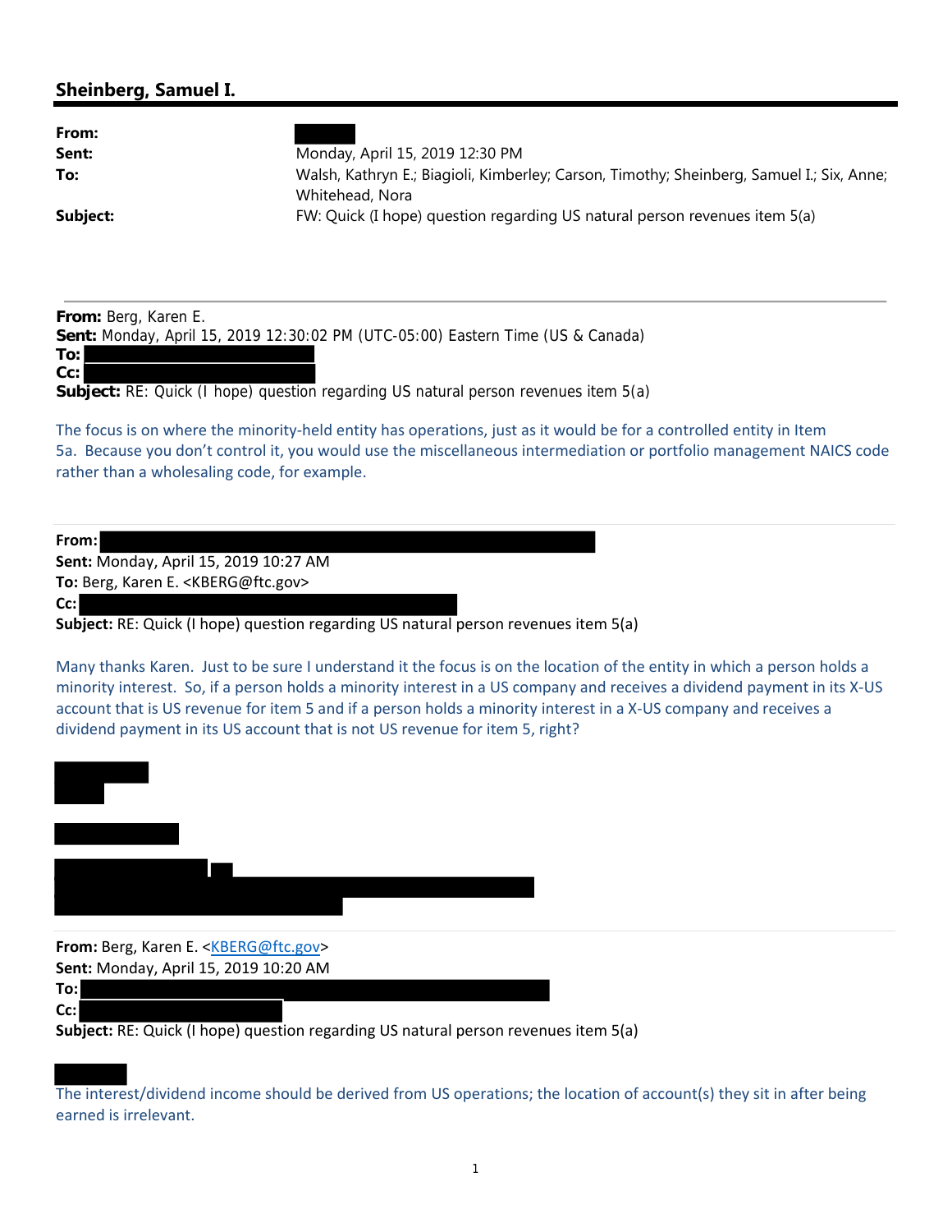## Sheinberg, Samuel I.

**From:**
**Sent:** Monday, April 15, 2019 12:30 PM
**To:** Walsh, Kathryn E.; Biagioli, Kimberley; Carson, Timothy; Sheinberg, Samuel I.; Six, Anne; Whitehead, Nora
**Subject:** FW: Quick (I hope) question regarding US natural person revenues item 5(a)

---

**From:** Berg, Karen E.
**Sent:** Monday, April 15, 2019 12:30:02 PM (UTC-05:00) Eastern Time (US & Canada)
**To:**
**Cc:**
**Subject:** RE: Quick (I hope) question regarding US natural person revenues item 5(a)

The focus is on where the minority-held entity has operations, just as it would be for a controlled entity in Item 5a. Because you don't control it, you would use the miscellaneous intermediation or portfolio management NAICS code rather than a wholesaling code, for example.

---

**From:**
**Sent:** Monday, April 15, 2019 10:27 AM
**To:** Berg, Karen E. <KBERG@ftc.gov>
**Cc:**
**Subject:** RE: Quick (I hope) question regarding US natural person revenues item 5(a)

Many thanks Karen. Just to be sure I understand it the focus is on the location of the entity in which a person holds a minority interest. So, if a person holds a minority interest in a US company and receives a dividend payment in its X-US account that is US revenue for item 5 and if a person holds a minority interest in a X-US company and receives a dividend payment in its US account that is not US revenue for item 5, right?

---

**From:** Berg, Karen E. <KBERG@ftc.gov>
**Sent:** Monday, April 15, 2019 10:20 AM
**To:**
**Cc:**
**Subject:** RE: Quick (I hope) question regarding US natural person revenues item 5(a)

The interest/dividend income should be derived from US operations; the location of account(s) they sit in after being earned is irrelevant.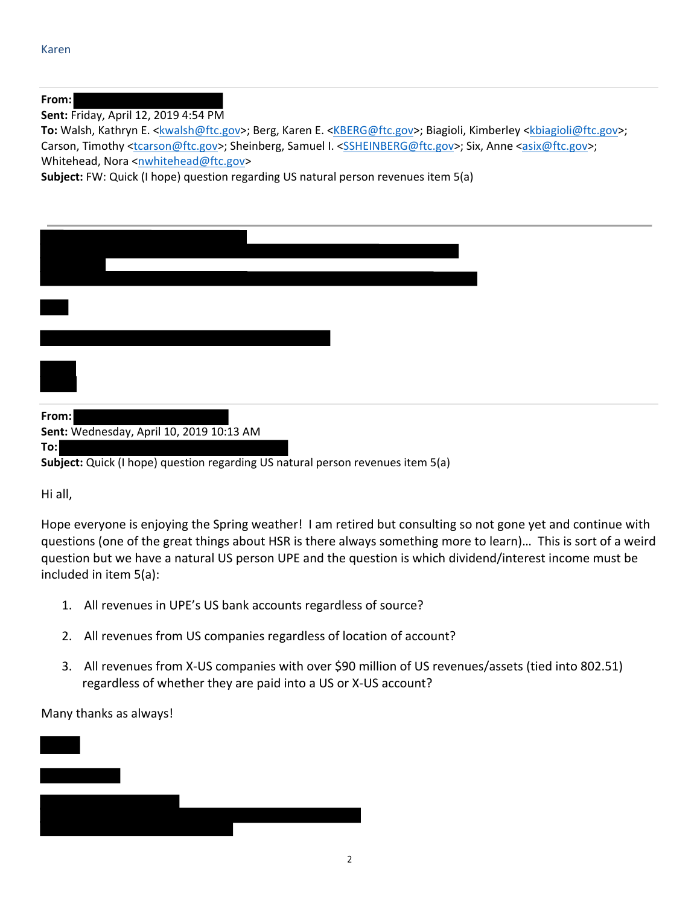Karen

---

**From:** 
**Sent:** Friday, April 12, 2019 4:54 PM
**To:** Walsh, Kathryn E. <kwalsh@ftc.gov>; Berg, Karen E. <KBERG@ftc.gov>; Biagioli, Kimberley <kbiagioli@ftc.gov>; Carson, Timothy <tcarson@ftc.gov>; Sheinberg, Samuel I. <SSHEINBERG@ftc.gov>; Six, Anne <asix@ftc.gov>; Whitehead, Nora <nwhitehead@ftc.gov>
**Subject:** FW: Quick (I hope) question regarding US natural person revenues item 5(a)

---

**From:** 
**Sent:** Wednesday, April 10, 2019 10:13 AM
**To:** 
**Subject:** Quick (I hope) question regarding US natural person revenues item 5(a)

Hi all,

Hope everyone is enjoying the Spring weather! I am retired but consulting so not gone yet and continue with questions (one of the great things about HSR is there always something more to learn)… This is sort of a weird question but we have a natural US person UPE and the question is which dividend/interest income must be included in item 5(a):

1. All revenues in UPE's US bank accounts regardless of source?

2. All revenues from US companies regardless of location of account?

3. All revenues from X-US companies with over $90 million of US revenues/assets (tied into 802.51) regardless of whether they are paid into a US or X-US account?

Many thanks as always!